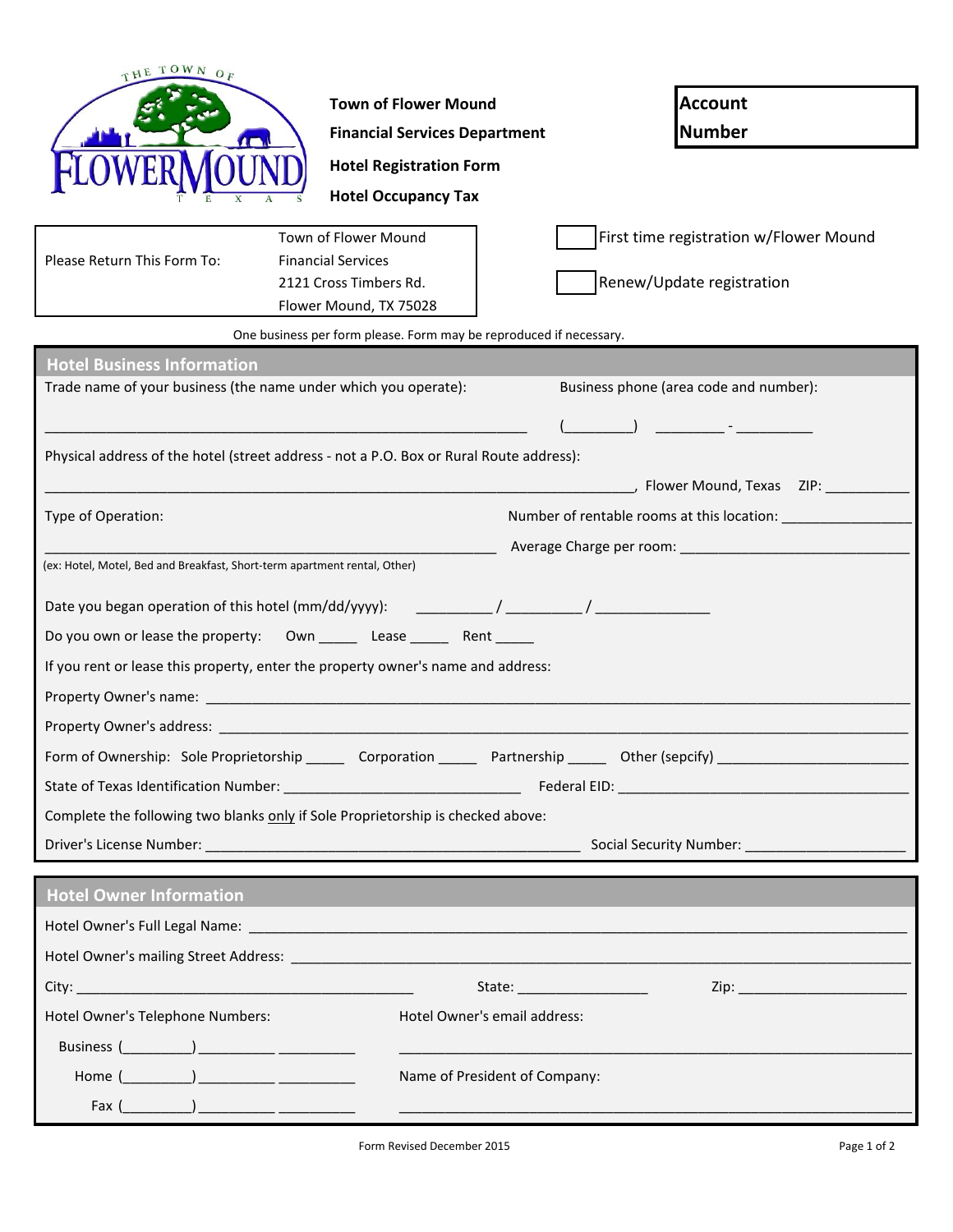**Town of Flower Mound**

**Financial Services Department**

**Hotel Registration Form**

**Hotel Occupancy Tax**

**Account Number**

Please Return This Form To: Town of Flower Mound
Financial Services
2121 Cross Timbers Rd.
Flower Mound, TX 75028

☐ First time registration w/Flower Mound

☐ Renew/Update registration

One business per form please. Form may be reproduced if necessary.

## Hotel Business Information

Trade name of your business (the name under which you operate): ____________________________________________

Business phone (area code and number): (________) ________ - __________

Physical address of the hotel (street address - not a P.O. Box or Rural Route address):

______________________________________________________________, Flower Mound, Texas ZIP: __________

Type of Operation: ____________________________________________
(ex: Hotel, Motel, Bed and Breakfast, Short-term apartment rental, Other)

Number of rentable rooms at this location: ________________

Average Charge per room: ______________________________

Date you began operation of this hotel (mm/dd/yyyy): _________ / _________ / ______________

Do you own or lease the property: Own _____ Lease _____ Rent _____

If you rent or lease this property, enter the property owner's name and address:

Property Owner's name: ________________________________________________________________

Property Owner's address: ________________________________________________________________

Form of Ownership: Sole Proprietorship _____ Corporation _____ Partnership _____ Other (sepcify) ________________________

State of Texas Identification Number: ______________________________ Federal EID: ____________________________________

Complete the following two blanks only if Sole Proprietorship is checked above:

Driver's License Number: ______________________________________________ Social Security Number: ____________________

## Hotel Owner Information

Hotel Owner's Full Legal Name: ________________________________________________________________

Hotel Owner's mailing Street Address: ________________________________________________________________

City: ____________________________________________ State: ________________ Zip: ______________________

Hotel Owner's Telephone Numbers:

Business (_________)__________ __________

Home (_________)__________ __________

Fax (_________)__________ __________

Hotel Owner's email address: ________________________________________________________________

Name of President of Company: ________________________________________________________________

Form Revised December 2015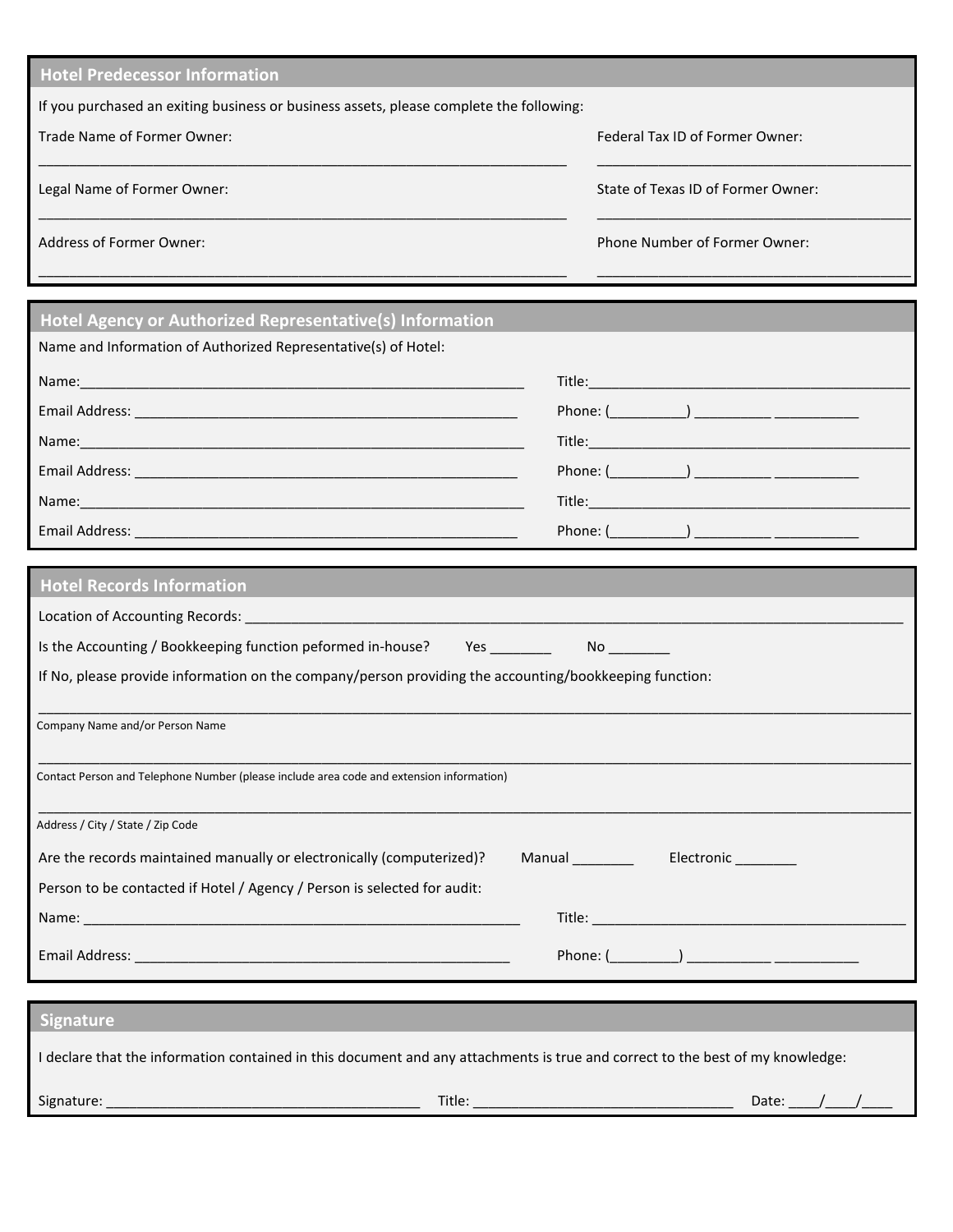## Hotel Predecessor Information

If you purchased an exiting business or business assets, please complete the following:

Trade Name of Former Owner: ______________________________

Federal Tax ID of Former Owner: ______________________________

Legal Name of Former Owner: ______________________________

State of Texas ID of Former Owner: ______________________________

Address of Former Owner: ______________________________

Phone Number of Former Owner: ______________________________

## Hotel Agency or Authorized Representative(s) Information

Name and Information of Authorized Representative(s) of Hotel:

Name: ______________________________ Title: ______________________________

Email Address: ______________________________ Phone: (________) ________ ________

Name: ______________________________ Title: ______________________________

Email Address: ______________________________ Phone: (________) ________ ________

Name: ______________________________ Title: ______________________________

Email Address: ______________________________ Phone: (________) ________ ________

## Hotel Records Information

Location of Accounting Records: ______________________________

Is the Accounting / Bookkeeping function peformed in-house? Yes ________ No ________

If No, please provide information on the company/person providing the accounting/bookkeeping function:

______________________________

Company Name and/or Person Name

______________________________

Contact Person and Telephone Number (please include area code and extension information)

______________________________

Address / City / State / Zip Code

Are the records maintained manually or electronically (computerized)? Manual ________ Electronic ________

Person to be contacted if Hotel / Agency / Person is selected for audit:

Name: ______________________________ Title: ______________________________

Email Address: ______________________________ Phone: (________) ________ ________

## Signature

I declare that the information contained in this document and any attachments is true and correct to the best of my knowledge:

Signature: ______________________________ Title: ______________________________ Date: ____/____/____